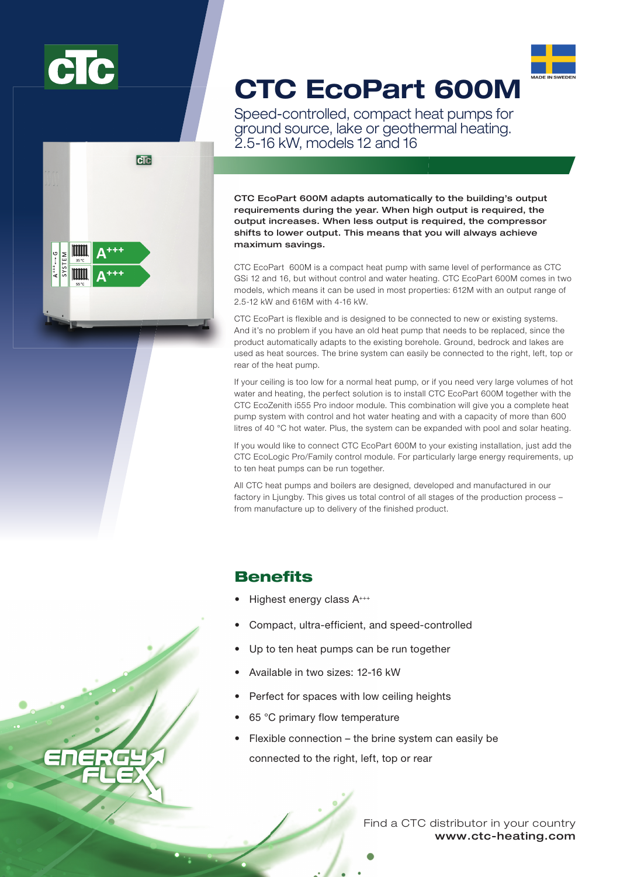# CTC EcoPart 600M

Speed-controlled, compact heat pumps for ground source, lake or geothermal heating. 2.5-16 kW, models 12 and 16

**CTC EcoPart 600M adapts automatically to the building's output requirements during the year. When high output is required, the output increases. When less output is required, the compressor shifts to lower output. This means that you will always achieve maximum savings.**

CTC EcoPart 600M is a compact heat pump with same level of performance as CTC GSi 12 and 16, but without control and water heating. CTC EcoPart 600M comes in two models, which means it can be used in most properties: 612M with an output range of 2.5-12 kW and 616M with 4-16 kW.

CTC EcoPart is flexible and is designed to be connected to new or existing systems. And it's no problem if you have an old heat pump that needs to be replaced, since the product automatically adapts to the existing borehole. Ground, bedrock and lakes are used as heat sources. The brine system can easily be connected to the right, left, top or rear of the heat pump.

If your ceiling is too low for a normal heat pump, or if you need very large volumes of hot water and heating, the perfect solution is to install CTC EcoPart 600M together with the CTC EcoZenith i555 Pro indoor module. This combination will give you a complete heat pump system with control and hot water heating and with a capacity of more than 600 litres of 40 °C hot water. Plus, the system can be expanded with pool and solar heating.

If you would like to connect CTC EcoPart 600M to your existing installation, just add the CTC EcoLogic Pro/Family control module. For particularly large energy requirements, up to ten heat pumps can be run together.

All CTC heat pumps and boilers are designed, developed and manufactured in our factory in Ljungby. This gives us total control of all stages of the production process – from manufacture up to delivery of the finished product.

## Benefits

- Highest energy class A+++
- Compact, ultra-efficient, and speed-controlled
- Up to ten heat pumps can be run together
- Available in two sizes: 12-16 kW
- Perfect for spaces with low ceiling heights
- 65 °C primary flow temperature
- Flexible connection – the brine system can easily be connected to the right, left, top or rear

Find a CTC distributor in your country
**www.ctc-heating.com**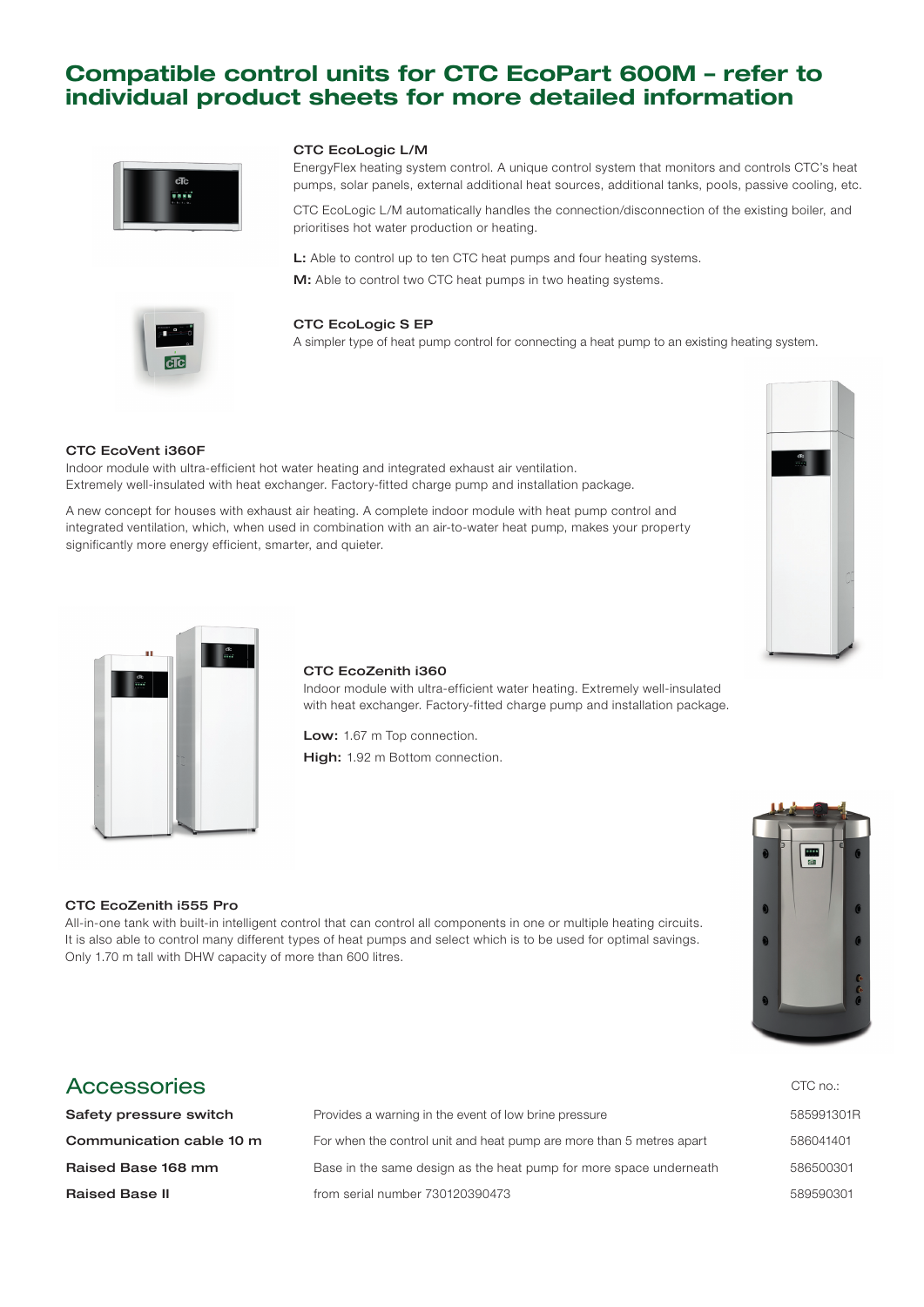# Compatible control units for CTC EcoPart 600M – refer to individual product sheets for more detailed information

### CTC EcoLogic L/M

EnergyFlex heating system control. A unique control system that monitors and controls CTC's heat pumps, solar panels, external additional heat sources, additional tanks, pools, passive cooling, etc.

CTC EcoLogic L/M automatically handles the connection/disconnection of the existing boiler, and prioritises hot water production or heating.

**L:** Able to control up to ten CTC heat pumps and four heating systems.

**M:** Able to control two CTC heat pumps in two heating systems.

### CTC EcoLogic S EP

A simpler type of heat pump control for connecting a heat pump to an existing heating system.

### CTC EcoVent i360F

Indoor module with ultra-efficient hot water heating and integrated exhaust air ventilation. Extremely well-insulated with heat exchanger. Factory-fitted charge pump and installation package.

A new concept for houses with exhaust air heating. A complete indoor module with heat pump control and integrated ventilation, which, when used in combination with an air-to-water heat pump, makes your property significantly more energy efficient, smarter, and quieter.

### CTC EcoZenith i360

Indoor module with ultra-efficient water heating. Extremely well-insulated with heat exchanger. Factory-fitted charge pump and installation package.

**Low:** 1.67 m Top connection.

**High:** 1.92 m Bottom connection.

### CTC EcoZenith i555 Pro

All-in-one tank with built-in intelligent control that can control all components in one or multiple heating circuits. It is also able to control many different types of heat pumps and select which is to be used for optimal savings. Only 1.70 m tall with DHW capacity of more than 600 litres.

## Accessories

| | | CTC no.: |
|---|---|---|
| **Safety pressure switch** | Provides a warning in the event of low brine pressure | 585991301R |
| **Communication cable 10 m** | For when the control unit and heat pump are more than 5 metres apart | 586041401 |
| **Raised Base 168 mm** | Base in the same design as the heat pump for more space underneath | 586500301 |
| **Raised Base II** | from serial number 730120390473 | 589590301 |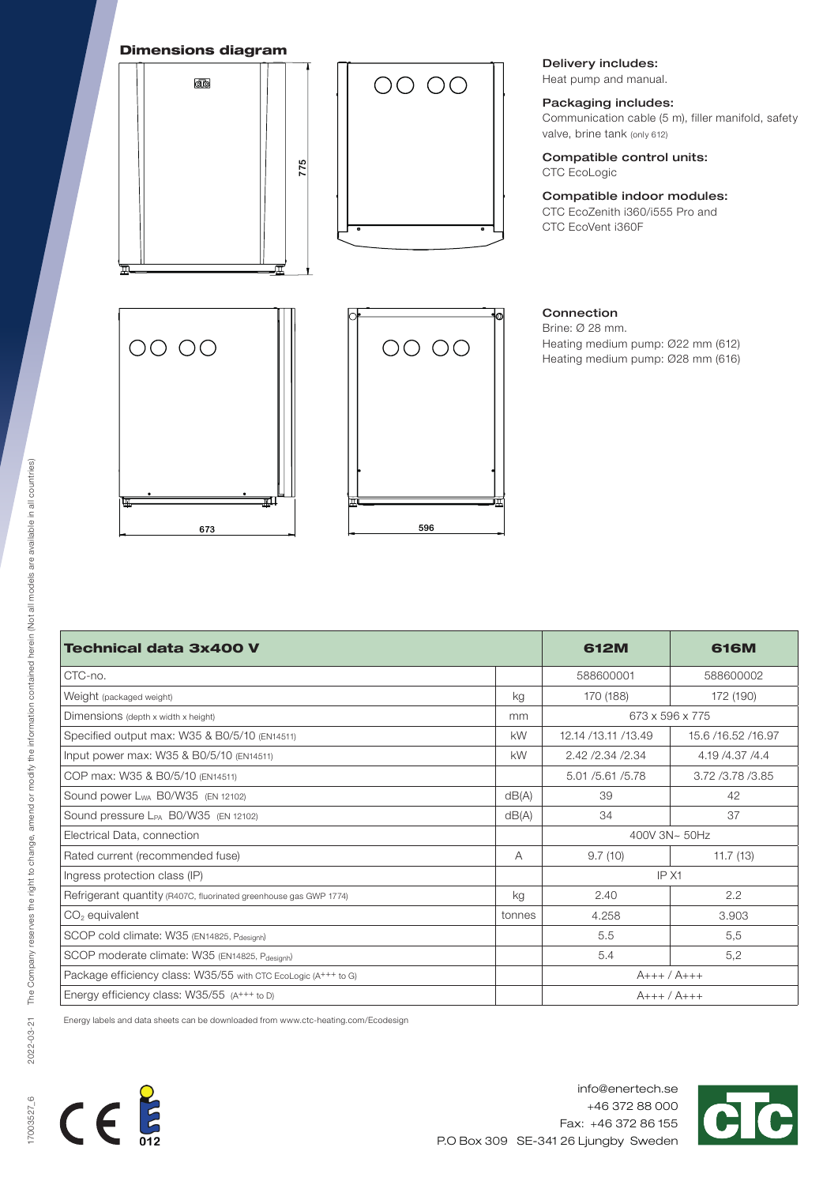## Dimensions diagram

775

673

596

**Delivery includes:**
Heat pump and manual.

**Packaging includes:**
Communication cable (5 m), filler manifold, safety valve, brine tank (only 612)

**Compatible control units:**
CTC EcoLogic

**Compatible indoor modules:**
CTC EcoZenith i360/i555 Pro and
CTC EcoVent i360F

**Connection**
Brine: Ø 28 mm.
Heating medium pump: Ø22 mm (612)
Heating medium pump: Ø28 mm (616)

| Technical data 3x400 V | | 612M | 616M |
|---|---|---|---|
| CTC-no. | | 588600001 | 588600002 |
| Weight (packaged weight) | kg | 170 (188) | 172 (190) |
| Dimensions (depth x width x height) | mm | 673 x 596 x 775 | |
| Specified output max: W35 & B0/5/10 (EN14511) | kW | 12.14 /13.11 /13.49 | 15.6 /16.52 /16.97 |
| Input power max: W35 & B0/5/10 (EN14511) | kW | 2.42 /2.34 /2.34 | 4.19 /4.37 /4.4 |
| COP max: W35 & B0/5/10 (EN14511) | | 5.01 /5.61 /5.78 | 3.72 /3.78 /3.85 |
| Sound power $L_{WA}$ B0/W35 (EN 12102) | dB(A) | 39 | 42 |
| Sound pressure $L_{PA}$ B0/W35 (EN 12102) | dB(A) | 34 | 37 |
| Electrical Data, connection | | 400V 3N~ 50Hz | |
| Rated current (recommended fuse) | A | 9.7 (10) | 11.7 (13) |
| Ingress protection class (IP) | | IP X1 | |
| Refrigerant quantity (R407C, fluorinated greenhouse gas GWP 1774) | kg | 2.40 | 2.2 |
| $CO_2$ equivalent | tonnes | 4.258 | 3.903 |
| SCOP cold climate: W35 (EN14825, $P_{designh}$) | | 5.5 | 5,5 |
| SCOP moderate climate: W35 (EN14825, $P_{designh}$) | | 5.4 | 5,2 |
| Package efficiency class: W35/55 with CTC EcoLogic (A+++ to G) | | A+++ / A+++ | |
| Energy efficiency class: W35/55 (A+++ to D) | | A+++ / A+++ | |

Energy labels and data sheets can be downloaded from www.ctc-heating.com/Ecodesign

The Company reserves the right to change, amend or modify the information contained herein (Not all models are available in all countries)

2022-03-21

17003527_6

012

info@enertech.se
+46 372 88 000
Fax: +46 372 86 155
P.O Box 309 SE-341 26 Ljungby Sweden